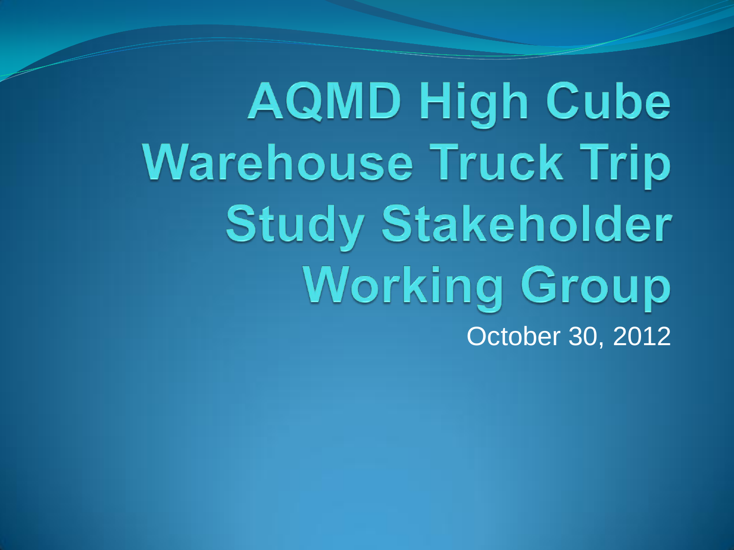# AQMD High Cube Warehouse Truck Trip Study Stakeholder Working Group

October 30, 2012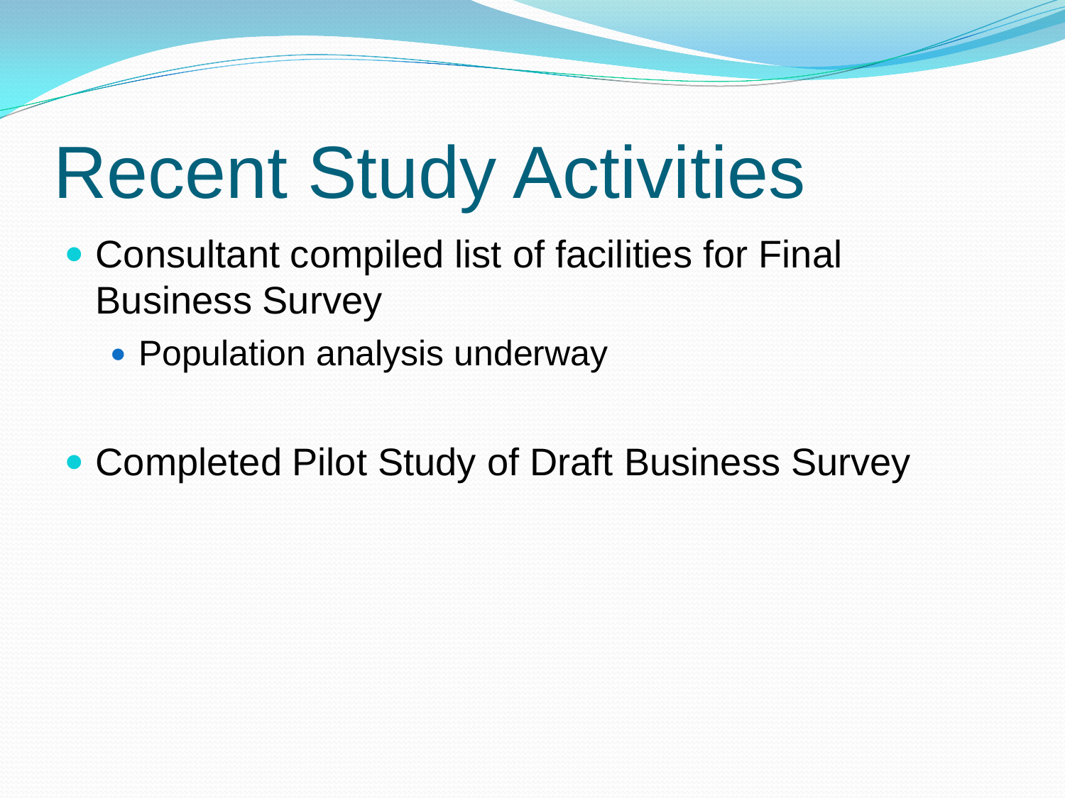# Recent Study Activities

- Consultant compiled list of facilities for Final Business Survey
  - Population analysis underway

- Completed Pilot Study of Draft Business Survey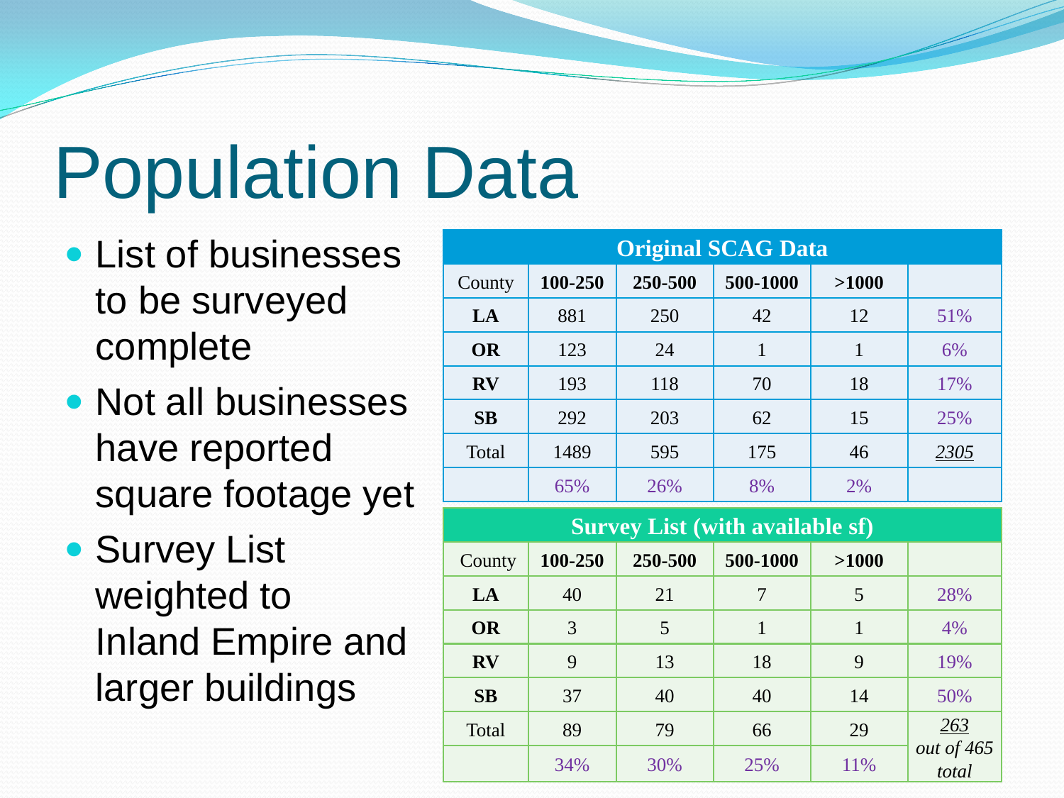# Population Data

- List of businesses to be surveyed complete
- Not all businesses have reported square footage yet
- Survey List weighted to Inland Empire and larger buildings

| Original SCAG Data | | | | | |
|---|---|---|---|---|---|
| County | **100-250** | **250-500** | **500-1000** | **>1000** | |
| **LA** | 881 | 250 | 42 | 12 | 51% |
| **OR** | 123 | 24 | 1 | 1 | 6% |
| **RV** | 193 | 118 | 70 | 18 | 17% |
| **SB** | 292 | 203 | 62 | 15 | 25% |
| Total | 1489 | 595 | 175 | 46 | 2305 |
| | 65% | 26% | 8% | 2% | |

| Survey List (with available sf) | | | | | |
|---|---|---|---|---|---|
| County | **100-250** | **250-500** | **500-1000** | **>1000** | |
| **LA** | 40 | 21 | 7 | 5 | 28% |
| **OR** | 3 | 5 | 1 | 1 | 4% |
| **RV** | 9 | 13 | 18 | 9 | 19% |
| **SB** | 37 | 40 | 40 | 14 | 50% |
| Total | 89 | 79 | 66 | 29 | *263 out of 465 total* |
| | 34% | 30% | 25% | 11% | |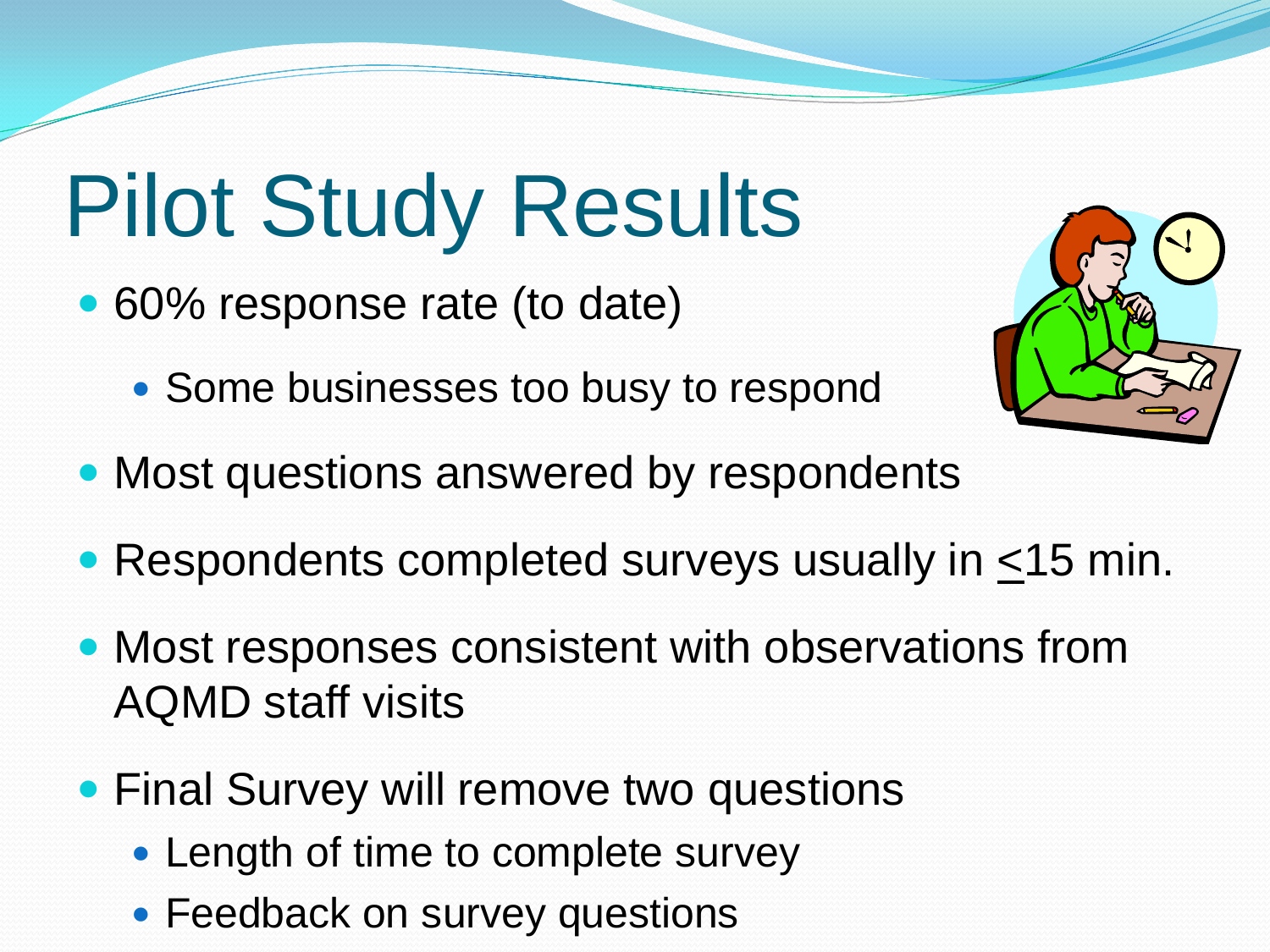# Pilot Study Results

- 60% response rate (to date)
  - Some businesses too busy to respond
- Most questions answered by respondents
- Respondents completed surveys usually in $\leq$15 min.
- Most responses consistent with observations from AQMD staff visits
- Final Survey will remove two questions
  - Length of time to complete survey
  - Feedback on survey questions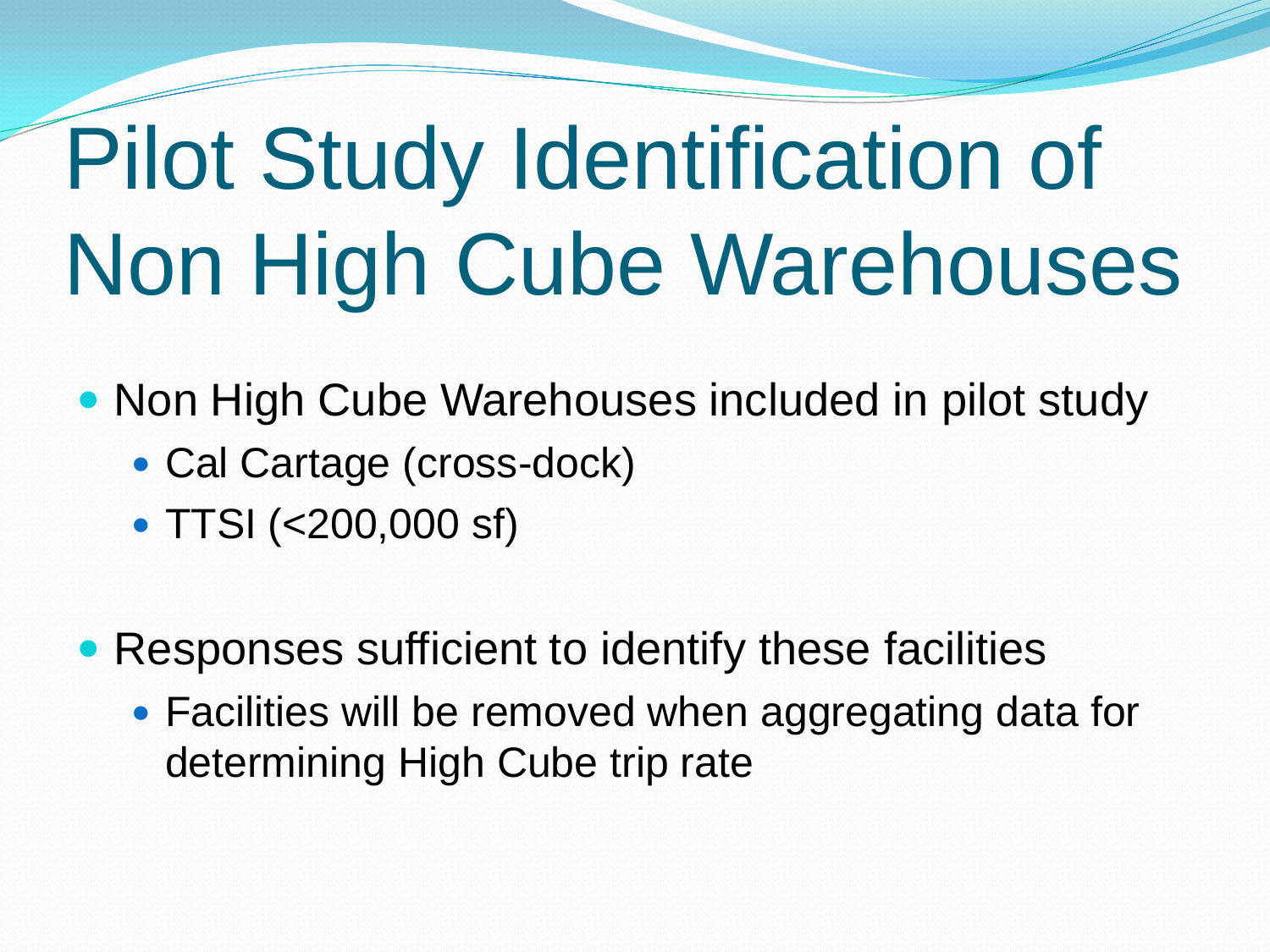# Pilot Study Identification of Non High Cube Warehouses

- Non High Cube Warehouses included in pilot study
  - Cal Cartage (cross-dock)
  - TTSI (<200,000 sf)

- Responses sufficient to identify these facilities
  - Facilities will be removed when aggregating data for determining High Cube trip rate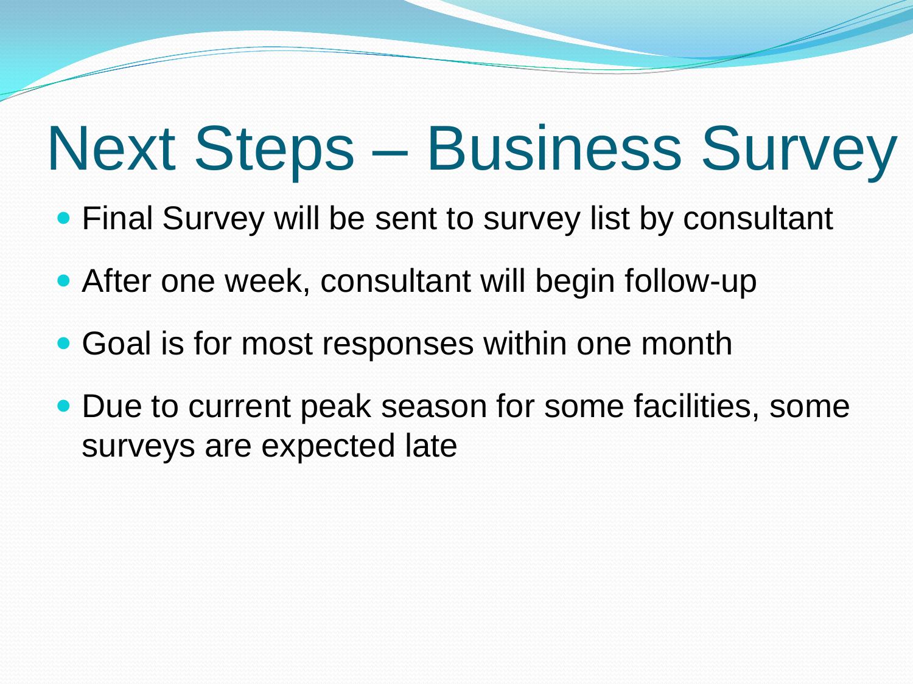# Next Steps – Business Survey

- Final Survey will be sent to survey list by consultant
- After one week, consultant will begin follow-up
- Goal is for most responses within one month
- Due to current peak season for some facilities, some surveys are expected late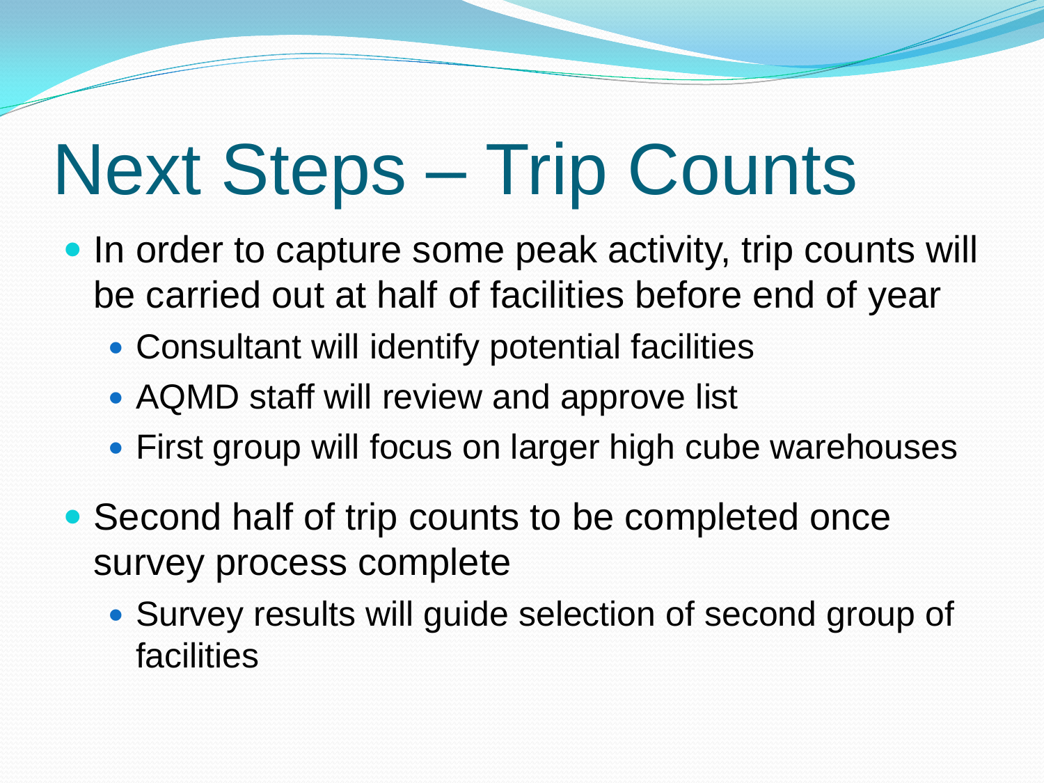# Next Steps – Trip Counts

- In order to capture some peak activity, trip counts will be carried out at half of facilities before end of year
  - Consultant will identify potential facilities
  - AQMD staff will review and approve list
  - First group will focus on larger high cube warehouses
- Second half of trip counts to be completed once survey process complete
  - Survey results will guide selection of second group of facilities